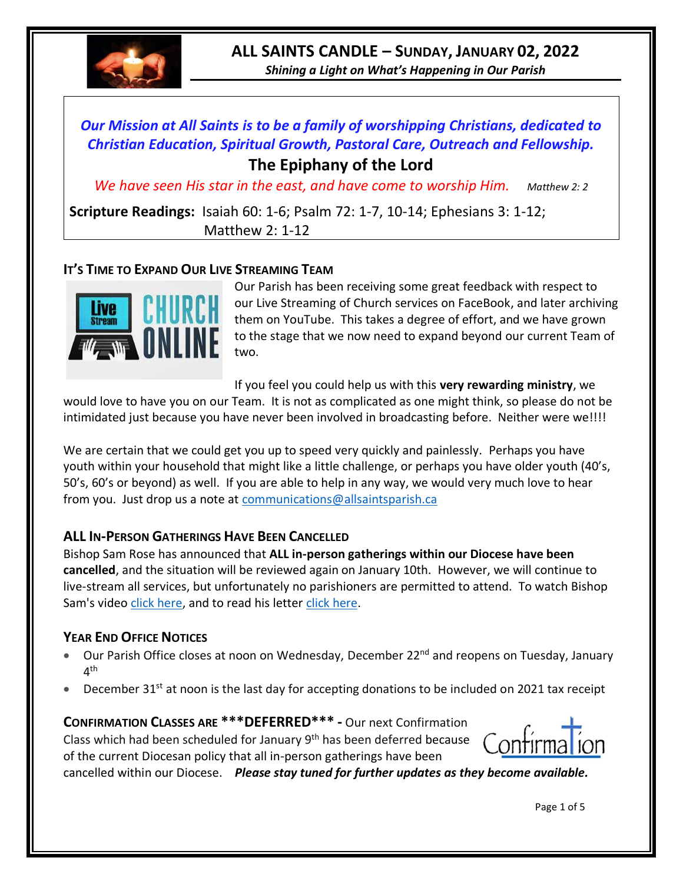# ALL SAINTS CANDLE – SUNDAY, JANUARY 02, 2022

*Shining a Light on What's Happening in Our Parish*

*Our Mission at All Saints is to be a family of worshipping Christians, dedicated to Christian Education, Spiritual Growth, Pastoral Care, Outreach and Fellowship.*

## The Epiphany of the Lord

*We have seen His star in the east, and have come to worship Him.* *Matthew 2: 2*

**Scripture Readings:** Isaiah 60: 1-6; Psalm 72: 1-7, 10-14; Ephesians 3: 1-12; Matthew 2: 1-12

### IT'S TIME TO EXPAND OUR LIVE STREAMING TEAM

Our Parish has been receiving some great feedback with respect to our Live Streaming of Church services on FaceBook, and later archiving them on YouTube. This takes a degree of effort, and we have grown to the stage that we now need to expand beyond our current Team of two.

If you feel you could help us with this **very rewarding ministry**, we would love to have you on our Team. It is not as complicated as one might think, so please do not be intimidated just because you have never been involved in broadcasting before. Neither were we!!!!

We are certain that we could get you up to speed very quickly and painlessly. Perhaps you have youth within your household that might like a little challenge, or perhaps you have older youth (40's, 50's, 60's or beyond) as well. If you are able to help in any way, we would very much love to hear from you. Just drop us a note at communications@allsaintsparish.ca

### ALL IN-PERSON GATHERINGS HAVE BEEN CANCELLED

Bishop Sam Rose has announced that **ALL in-person gatherings within our Diocese have been cancelled**, and the situation will be reviewed again on January 10th. However, we will continue to live-stream all services, but unfortunately no parishioners are permitted to attend. To watch Bishop Sam's video click here, and to read his letter click here.

### YEAR END OFFICE NOTICES

- Our Parish Office closes at noon on Wednesday, December 22nd and reopens on Tuesday, January 4th
- December 31st at noon is the last day for accepting donations to be included on 2021 tax receipt

**CONFIRMATION CLASSES ARE \*\*\*DEFERRED\*\*\* -** Our next Confirmation Class which had been scheduled for January 9th has been deferred because of the current Diocesan policy that all in-person gatherings have been cancelled within our Diocese. ***Please stay tuned for further updates as they become available.***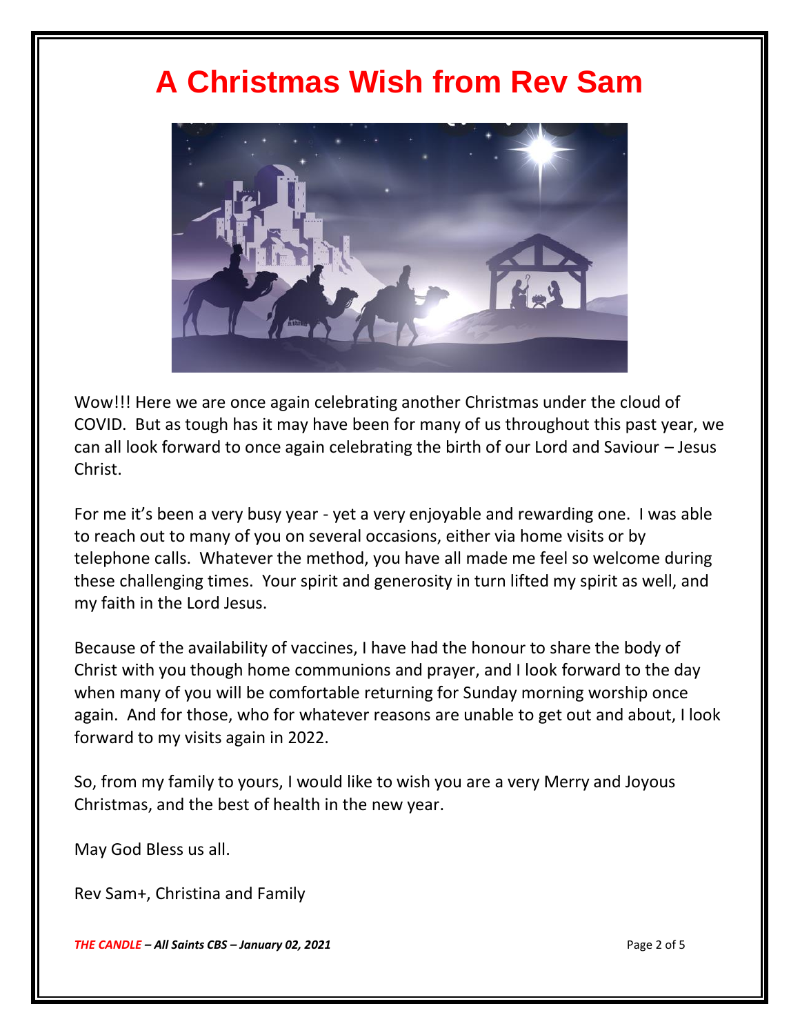# A Christmas Wish from Rev Sam

Wow!!! Here we are once again celebrating another Christmas under the cloud of COVID. But as tough has it may have been for many of us throughout this past year, we can all look forward to once again celebrating the birth of our Lord and Saviour – Jesus Christ.

For me it's been a very busy year - yet a very enjoyable and rewarding one. I was able to reach out to many of you on several occasions, either via home visits or by telephone calls. Whatever the method, you have all made me feel so welcome during these challenging times. Your spirit and generosity in turn lifted my spirit as well, and my faith in the Lord Jesus.

Because of the availability of vaccines, I have had the honour to share the body of Christ with you though home communions and prayer, and I look forward to the day when many of you will be comfortable returning for Sunday morning worship once again. And for those, who for whatever reasons are unable to get out and about, I look forward to my visits again in 2022.

So, from my family to yours, I would like to wish you are a very Merry and Joyous Christmas, and the best of health in the new year.

May God Bless us all.

Rev Sam+, Christina and Family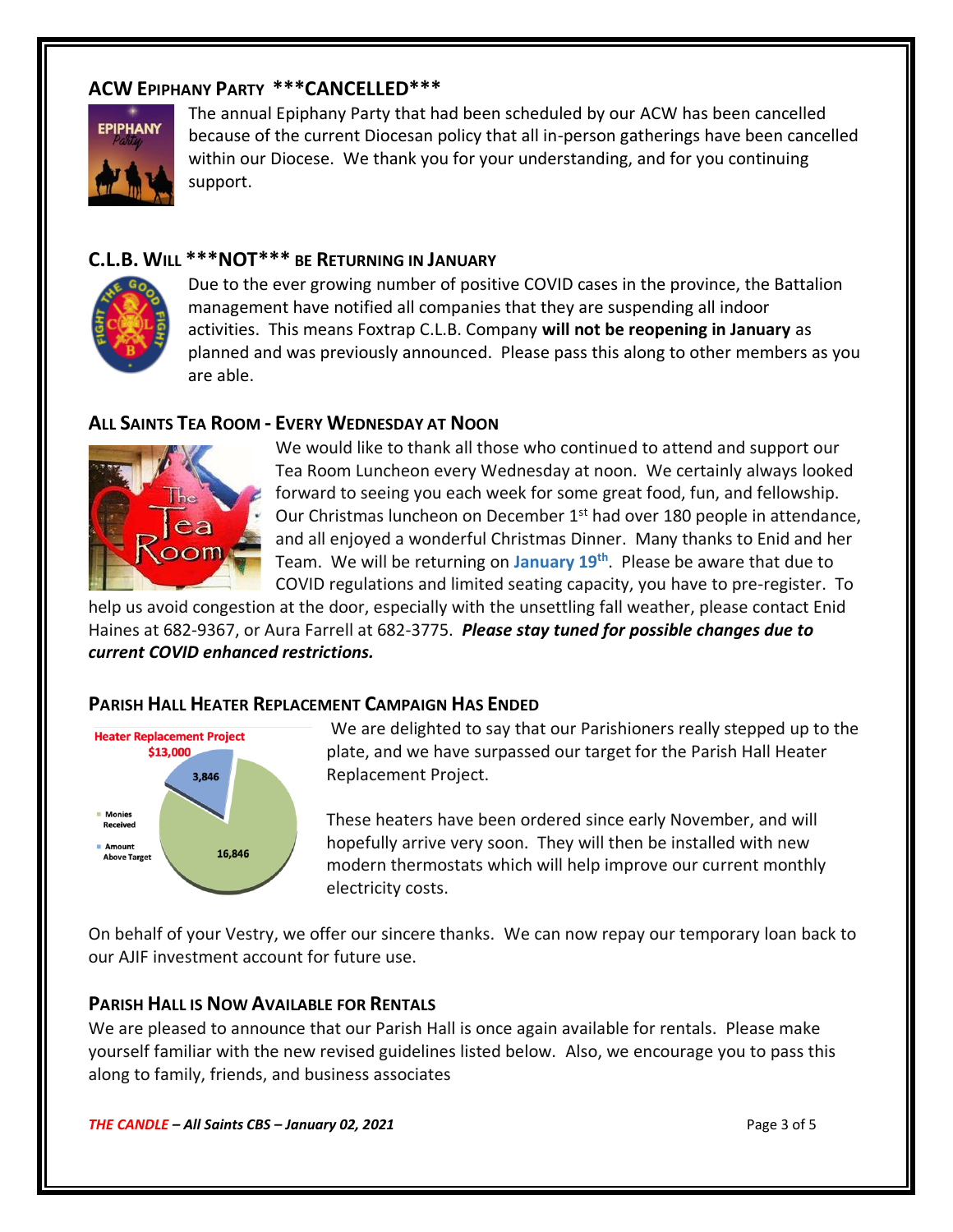## ACW Epiphany Party ***CANCELLED***

The annual Epiphany Party that had been scheduled by our ACW has been cancelled because of the current Diocesan policy that all in-person gatherings have been cancelled within our Diocese. We thank you for your understanding, and for you continuing support.

## C.L.B. Will ***NOT*** be Returning in January

Due to the ever growing number of positive COVID cases in the province, the Battalion management have notified all companies that they are suspending all indoor activities. This means Foxtrap C.L.B. Company **will not be reopening in January** as planned and was previously announced. Please pass this along to other members as you are able.

## All Saints Tea Room - Every Wednesday at Noon

We would like to thank all those who continued to attend and support our Tea Room Luncheon every Wednesday at noon. We certainly always looked forward to seeing you each week for some great food, fun, and fellowship. Our Christmas luncheon on December 1st had over 180 people in attendance, and all enjoyed a wonderful Christmas Dinner. Many thanks to Enid and her Team. We will be returning on **January 19th**. Please be aware that due to COVID regulations and limited seating capacity, you have to pre-register. To help us avoid congestion at the door, especially with the unsettling fall weather, please contact Enid Haines at 682-9367, or Aura Farrell at 682-3775. ***Please stay tuned for possible changes due to current COVID enhanced restrictions.***

## Parish Hall Heater Replacement Campaign Has Ended

Heater Replacement Project
$13,000

- Monies Received: 16,846
- Amount Above Target: 3,846

We are delighted to say that our Parishioners really stepped up to the plate, and we have surpassed our target for the Parish Hall Heater Replacement Project.

These heaters have been ordered since early November, and will hopefully arrive very soon. They will then be installed with new modern thermostats which will help improve our current monthly electricity costs.

On behalf of your Vestry, we offer our sincere thanks. We can now repay our temporary loan back to our AJIF investment account for future use.

## Parish Hall is Now Available for Rentals

We are pleased to announce that our Parish Hall is once again available for rentals. Please make yourself familiar with the new revised guidelines listed below. Also, we encourage you to pass this along to family, friends, and business associates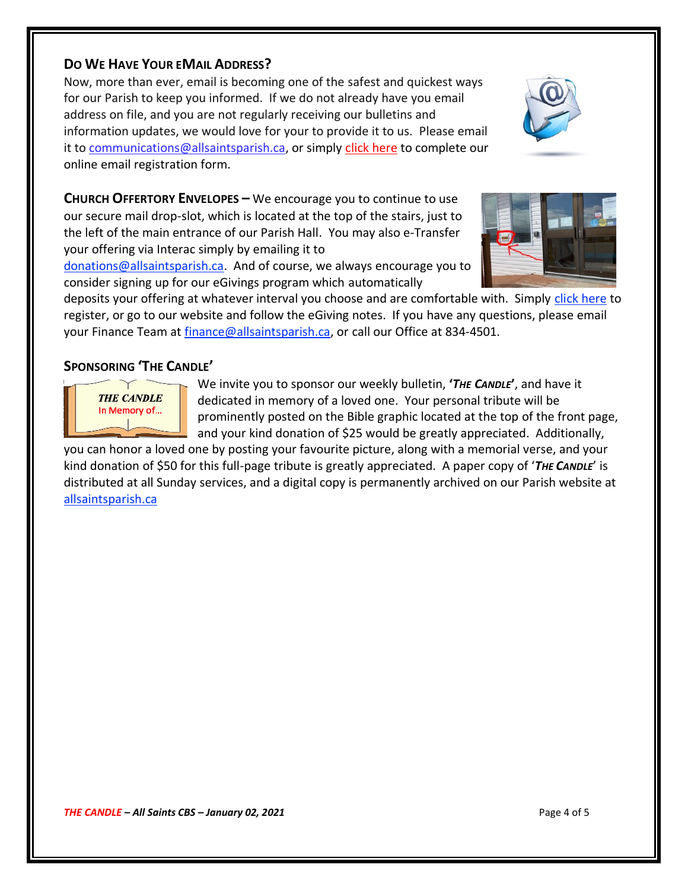## Do We Have Your eMail Address?

Now, more than ever, email is becoming one of the safest and quickest ways for our Parish to keep you informed. If we do not already have you email address on file, and you are not regularly receiving our bulletins and information updates, we would love for your to provide it to us. Please email it to communications@allsaintsparish.ca, or simply click here to complete our online email registration form.

**Church Offertory Envelopes –** We encourage you to continue to use our secure mail drop-slot, which is located at the top of the stairs, just to the left of the main entrance of our Parish Hall. You may also e-Transfer your offering via Interac simply by emailing it to donations@allsaintsparish.ca. And of course, we always encourage you to consider signing up for our eGivings program which automatically deposits your offering at whatever interval you choose and are comfortable with. Simply click here to register, or go to our website and follow the eGiving notes. If you have any questions, please email your Finance Team at finance@allsaintsparish.ca, or call our Office at 834-4501.

## Sponsoring 'The Candle'

THE CANDLE
In Memory of…

We invite you to sponsor our weekly bulletin, **'*The Candle*'**, and have it dedicated in memory of a loved one. Your personal tribute will be prominently posted on the Bible graphic located at the top of the front page, and your kind donation of $25 would be greatly appreciated. Additionally, you can honor a loved one by posting your favourite picture, along with a memorial verse, and your kind donation of $50 for this full-page tribute is greatly appreciated. A paper copy of '***The Candle***' is distributed at all Sunday services, and a digital copy is permanently archived on our Parish website at allsaintsparish.ca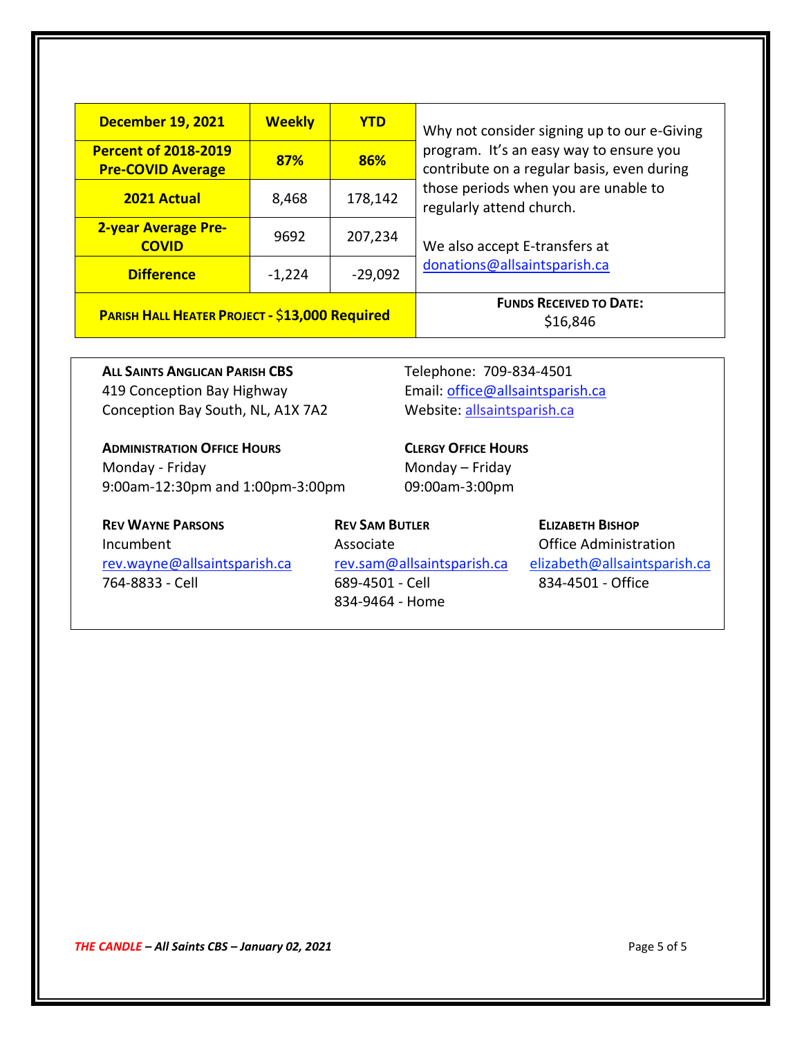| December 19, 2021 | Weekly | YTD |
|---|---|---|
| Percent of 2018-2019 Pre-COVID Average | 87% | 86% |
| 2021 Actual | 8,468 | 178,142 |
| 2-year Average Pre-COVID | 9692 | 207,234 |
| Difference | -1,224 | -29,092 |

Why not consider signing up to our e-Giving program. It's an easy way to ensure you contribute on a regular basis, even during those periods when you are unable to regularly attend church.

We also accept E-transfers at donations@allsaintsparish.ca

**Parish Hall Heater Project - $13,000 Required**

**Funds Received to Date:** $16,846

**All Saints Anglican Parish CBS**
419 Conception Bay Highway
Conception Bay South, NL, A1X 7A2

Telephone: 709-834-4501
Email: office@allsaintsparish.ca
Website: allsaintsparish.ca

**Administration Office Hours**
Monday - Friday
9:00am-12:30pm and 1:00pm-3:00pm

**Clergy Office Hours**
Monday – Friday
09:00am-3:00pm

**Rev Wayne Parsons**
Incumbent
rev.wayne@allsaintsparish.ca
764-8833 - Cell

**Rev Sam Butler**
Associate
rev.sam@allsaintsparish.ca
689-4501 - Cell
834-9464 - Home

**Elizabeth Bishop**
Office Administration
elizabeth@allsaintsparish.ca
834-4501 - Office